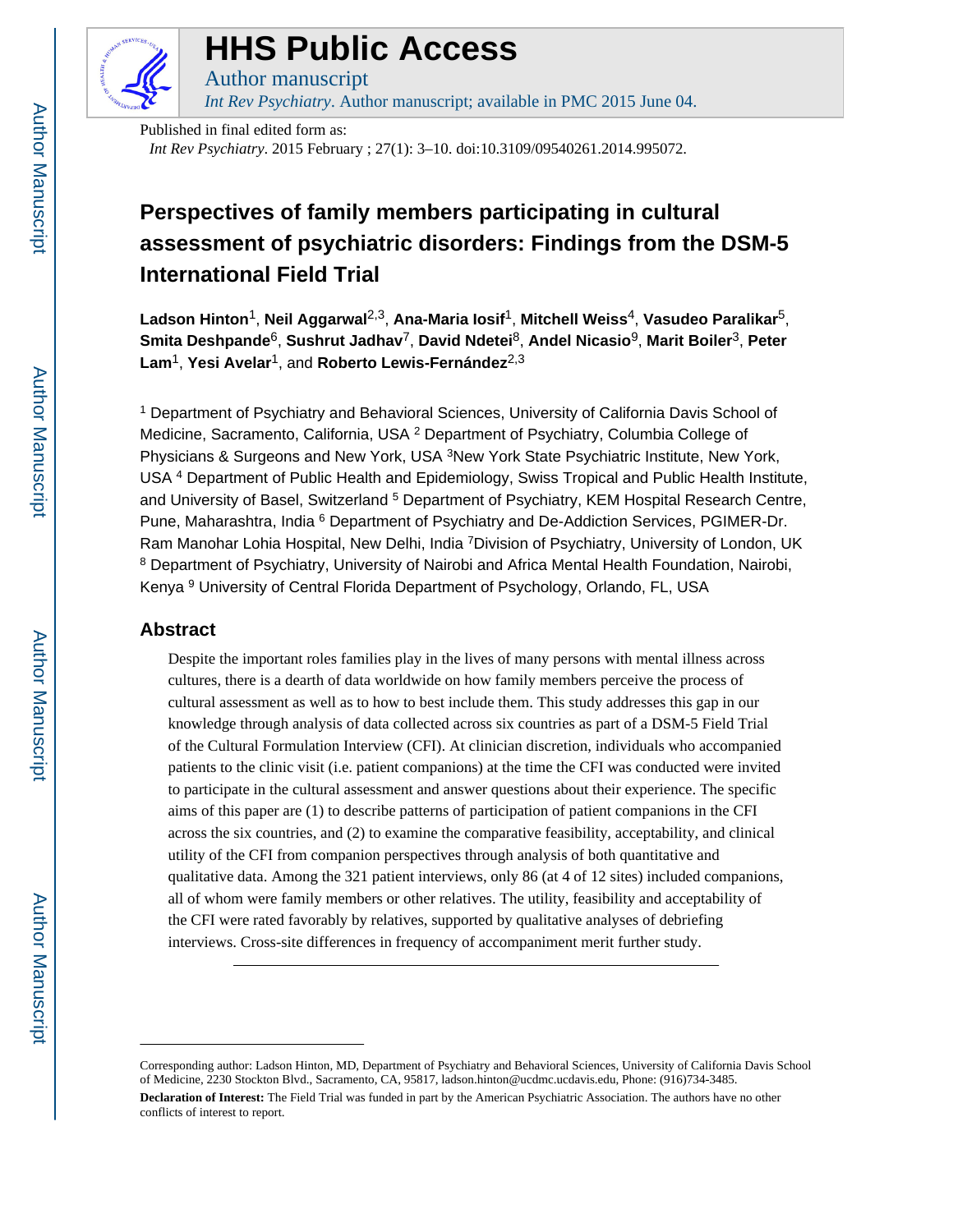# HHS Public Access

Author manuscript

*Int Rev Psychiatry*. Author manuscript; available in PMC 2015 June 04.

Published in final edited form as:

*Int Rev Psychiatry*. 2015 February ; 27(1): 3–10. doi:10.3109/09540261.2014.995072.

# Perspectives of family members participating in cultural assessment of psychiatric disorders: Findings from the DSM-5 International Field Trial

**Ladson Hinton**[1], **Neil Aggarwal**[2,3], **Ana-Maria Iosif**[1], **Mitchell Weiss**[4], **Vasudeo Paralikar**[5], **Smita Deshpande**[6], **Sushrut Jadhav**[7], **David Ndetei**[8], **Andel Nicasio**[9], **Marit Boiler**[3], **Peter Lam**[1], **Yesi Avelar**[1], and **Roberto Lewis-Fernández**[2,3]

[1] Department of Psychiatry and Behavioral Sciences, University of California Davis School of Medicine, Sacramento, California, USA [2] Department of Psychiatry, Columbia College of Physicians & Surgeons and New York, USA [3]New York State Psychiatric Institute, New York, USA [4] Department of Public Health and Epidemiology, Swiss Tropical and Public Health Institute, and University of Basel, Switzerland [5] Department of Psychiatry, KEM Hospital Research Centre, Pune, Maharashtra, India [6] Department of Psychiatry and De-Addiction Services, PGIMER-Dr. Ram Manohar Lohia Hospital, New Delhi, India [7]Division of Psychiatry, University of London, UK [8] Department of Psychiatry, University of Nairobi and Africa Mental Health Foundation, Nairobi, Kenya [9] University of Central Florida Department of Psychology, Orlando, FL, USA

## Abstract

Despite the important roles families play in the lives of many persons with mental illness across cultures, there is a dearth of data worldwide on how family members perceive the process of cultural assessment as well as to how to best include them. This study addresses this gap in our knowledge through analysis of data collected across six countries as part of a DSM-5 Field Trial of the Cultural Formulation Interview (CFI). At clinician discretion, individuals who accompanied patients to the clinic visit (i.e. patient companions) at the time the CFI was conducted were invited to participate in the cultural assessment and answer questions about their experience. The specific aims of this paper are (1) to describe patterns of participation of patient companions in the CFI across the six countries, and (2) to examine the comparative feasibility, acceptability, and clinical utility of the CFI from companion perspectives through analysis of both quantitative and qualitative data. Among the 321 patient interviews, only 86 (at 4 of 12 sites) included companions, all of whom were family members or other relatives. The utility, feasibility and acceptability of the CFI were rated favorably by relatives, supported by qualitative analyses of debriefing interviews. Cross-site differences in frequency of accompaniment merit further study.

---

Corresponding author: Ladson Hinton, MD, Department of Psychiatry and Behavioral Sciences, University of California Davis School of Medicine, 2230 Stockton Blvd., Sacramento, CA, 95817, ladson.hinton@ucdmc.ucdavis.edu, Phone: (916)734-3485.

**Declaration of Interest:** The Field Trial was funded in part by the American Psychiatric Association. The authors have no other conflicts of interest to report.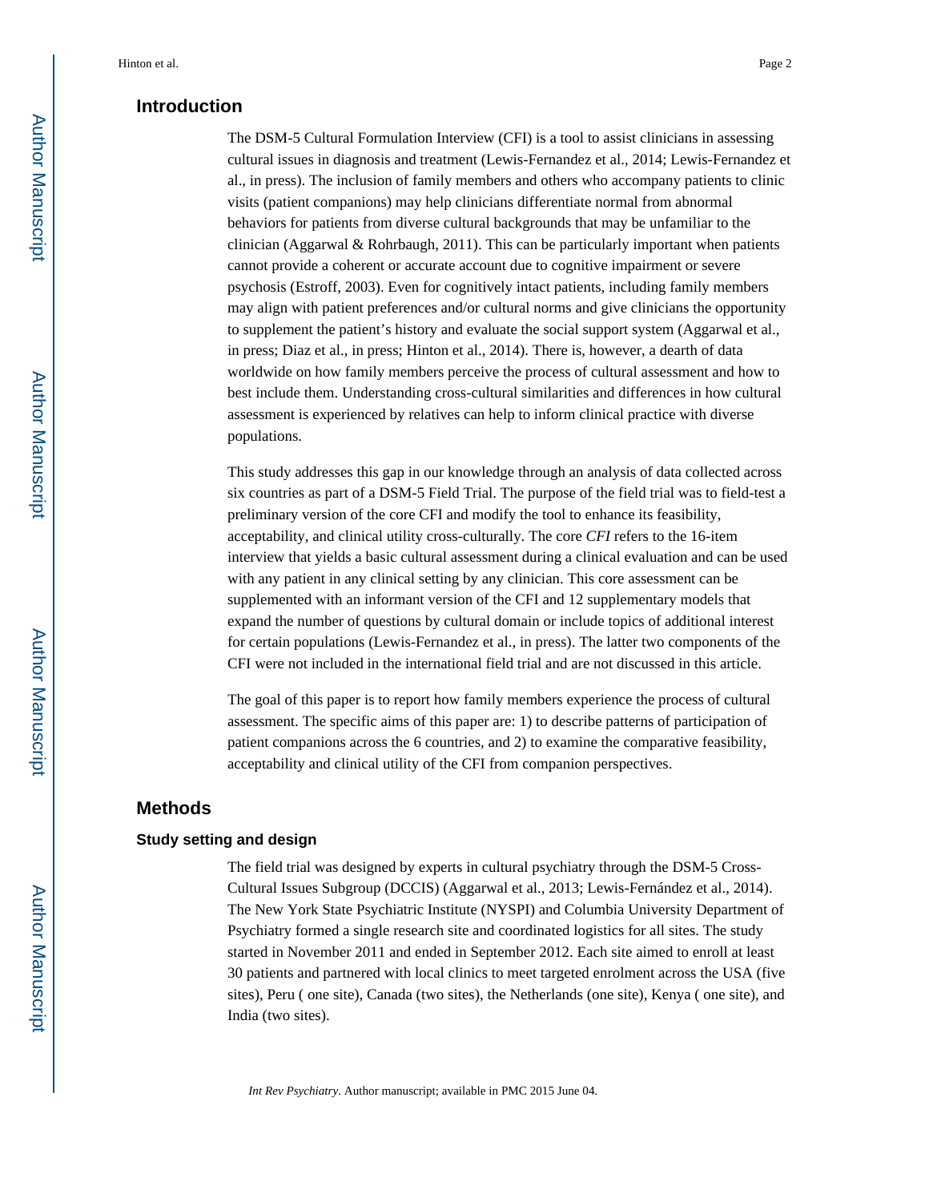## Introduction

The DSM-5 Cultural Formulation Interview (CFI) is a tool to assist clinicians in assessing cultural issues in diagnosis and treatment (Lewis-Fernandez et al., 2014; Lewis-Fernandez et al., in press). The inclusion of family members and others who accompany patients to clinic visits (patient companions) may help clinicians differentiate normal from abnormal behaviors for patients from diverse cultural backgrounds that may be unfamiliar to the clinician (Aggarwal & Rohrbaugh, 2011). This can be particularly important when patients cannot provide a coherent or accurate account due to cognitive impairment or severe psychosis (Estroff, 2003). Even for cognitively intact patients, including family members may align with patient preferences and/or cultural norms and give clinicians the opportunity to supplement the patient's history and evaluate the social support system (Aggarwal et al., in press; Diaz et al., in press; Hinton et al., 2014). There is, however, a dearth of data worldwide on how family members perceive the process of cultural assessment and how to best include them. Understanding cross-cultural similarities and differences in how cultural assessment is experienced by relatives can help to inform clinical practice with diverse populations.

This study addresses this gap in our knowledge through an analysis of data collected across six countries as part of a DSM-5 Field Trial. The purpose of the field trial was to field-test a preliminary version of the core CFI and modify the tool to enhance its feasibility, acceptability, and clinical utility cross-culturally. The core *CFI* refers to the 16-item interview that yields a basic cultural assessment during a clinical evaluation and can be used with any patient in any clinical setting by any clinician. This core assessment can be supplemented with an informant version of the CFI and 12 supplementary models that expand the number of questions by cultural domain or include topics of additional interest for certain populations (Lewis-Fernandez et al., in press). The latter two components of the CFI were not included in the international field trial and are not discussed in this article.

The goal of this paper is to report how family members experience the process of cultural assessment. The specific aims of this paper are: 1) to describe patterns of participation of patient companions across the 6 countries, and 2) to examine the comparative feasibility, acceptability and clinical utility of the CFI from companion perspectives.

## Methods

### Study setting and design

The field trial was designed by experts in cultural psychiatry through the DSM-5 Cross-Cultural Issues Subgroup (DCCIS) (Aggarwal et al., 2013; Lewis-Fernández et al., 2014). The New York State Psychiatric Institute (NYSPI) and Columbia University Department of Psychiatry formed a single research site and coordinated logistics for all sites. The study started in November 2011 and ended in September 2012. Each site aimed to enroll at least 30 patients and partnered with local clinics to meet targeted enrolment across the USA (five sites), Peru ( one site), Canada (two sites), the Netherlands (one site), Kenya ( one site), and India (two sites).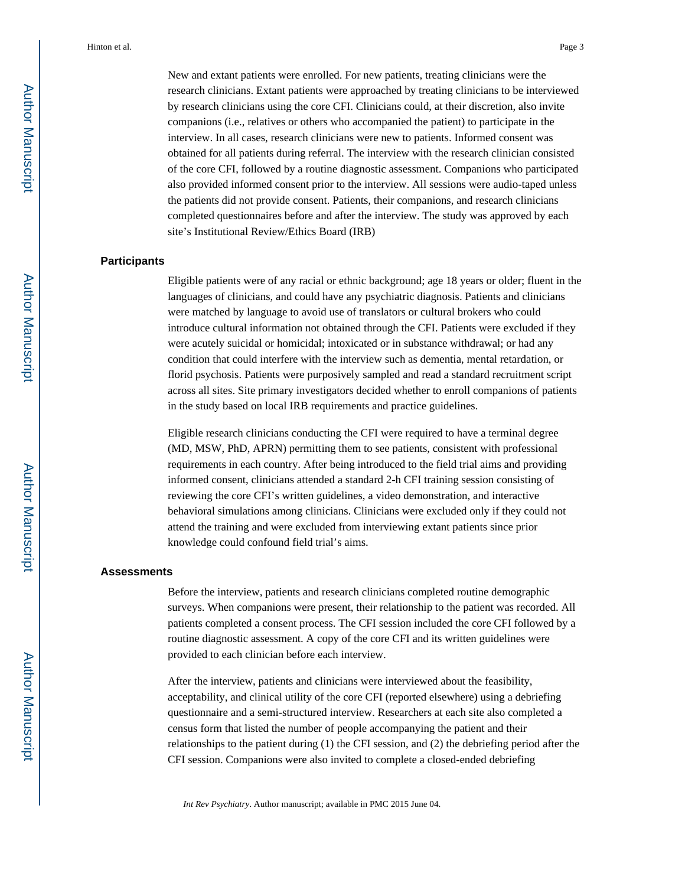New and extant patients were enrolled. For new patients, treating clinicians were the research clinicians. Extant patients were approached by treating clinicians to be interviewed by research clinicians using the core CFI. Clinicians could, at their discretion, also invite companions (i.e., relatives or others who accompanied the patient) to participate in the interview. In all cases, research clinicians were new to patients. Informed consent was obtained for all patients during referral. The interview with the research clinician consisted of the core CFI, followed by a routine diagnostic assessment. Companions who participated also provided informed consent prior to the interview. All sessions were audio-taped unless the patients did not provide consent. Patients, their companions, and research clinicians completed questionnaires before and after the interview. The study was approved by each site's Institutional Review/Ethics Board (IRB)

### Participants

Eligible patients were of any racial or ethnic background; age 18 years or older; fluent in the languages of clinicians, and could have any psychiatric diagnosis. Patients and clinicians were matched by language to avoid use of translators or cultural brokers who could introduce cultural information not obtained through the CFI. Patients were excluded if they were acutely suicidal or homicidal; intoxicated or in substance withdrawal; or had any condition that could interfere with the interview such as dementia, mental retardation, or florid psychosis. Patients were purposively sampled and read a standard recruitment script across all sites. Site primary investigators decided whether to enroll companions of patients in the study based on local IRB requirements and practice guidelines.

Eligible research clinicians conducting the CFI were required to have a terminal degree (MD, MSW, PhD, APRN) permitting them to see patients, consistent with professional requirements in each country. After being introduced to the field trial aims and providing informed consent, clinicians attended a standard 2-h CFI training session consisting of reviewing the core CFI's written guidelines, a video demonstration, and interactive behavioral simulations among clinicians. Clinicians were excluded only if they could not attend the training and were excluded from interviewing extant patients since prior knowledge could confound field trial's aims.

### Assessments

Before the interview, patients and research clinicians completed routine demographic surveys. When companions were present, their relationship to the patient was recorded. All patients completed a consent process. The CFI session included the core CFI followed by a routine diagnostic assessment. A copy of the core CFI and its written guidelines were provided to each clinician before each interview.

After the interview, patients and clinicians were interviewed about the feasibility, acceptability, and clinical utility of the core CFI (reported elsewhere) using a debriefing questionnaire and a semi-structured interview. Researchers at each site also completed a census form that listed the number of people accompanying the patient and their relationships to the patient during (1) the CFI session, and (2) the debriefing period after the CFI session. Companions were also invited to complete a closed-ended debriefing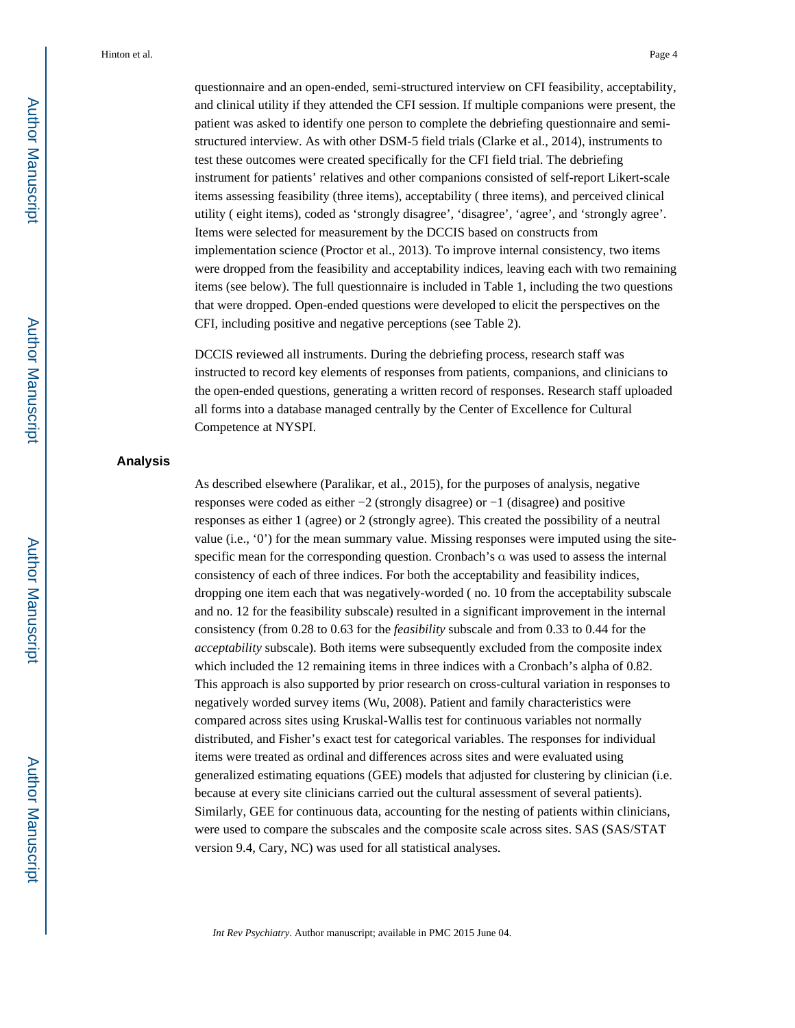questionnaire and an open-ended, semi-structured interview on CFI feasibility, acceptability, and clinical utility if they attended the CFI session. If multiple companions were present, the patient was asked to identify one person to complete the debriefing questionnaire and semi-structured interview. As with other DSM-5 field trials (Clarke et al., 2014), instruments to test these outcomes were created specifically for the CFI field trial. The debriefing instrument for patients' relatives and other companions consisted of self-report Likert-scale items assessing feasibility (three items), acceptability ( three items), and perceived clinical utility ( eight items), coded as 'strongly disagree', 'disagree', 'agree', and 'strongly agree'. Items were selected for measurement by the DCCIS based on constructs from implementation science (Proctor et al., 2013). To improve internal consistency, two items were dropped from the feasibility and acceptability indices, leaving each with two remaining items (see below). The full questionnaire is included in Table 1, including the two questions that were dropped. Open-ended questions were developed to elicit the perspectives on the CFI, including positive and negative perceptions (see Table 2).

DCCIS reviewed all instruments. During the debriefing process, research staff was instructed to record key elements of responses from patients, companions, and clinicians to the open-ended questions, generating a written record of responses. Research staff uploaded all forms into a database managed centrally by the Center of Excellence for Cultural Competence at NYSPI.

## Analysis

As described elsewhere (Paralikar, et al., 2015), for the purposes of analysis, negative responses were coded as either −2 (strongly disagree) or −1 (disagree) and positive responses as either 1 (agree) or 2 (strongly agree). This created the possibility of a neutral value (i.e., '0') for the mean summary value. Missing responses were imputed using the site-specific mean for the corresponding question. Cronbach's $\alpha$ was used to assess the internal consistency of each of three indices. For both the acceptability and feasibility indices, dropping one item each that was negatively-worded ( no. 10 from the acceptability subscale and no. 12 for the feasibility subscale) resulted in a significant improvement in the internal consistency (from 0.28 to 0.63 for the *feasibility* subscale and from 0.33 to 0.44 for the *acceptability* subscale). Both items were subsequently excluded from the composite index which included the 12 remaining items in three indices with a Cronbach's alpha of 0.82. This approach is also supported by prior research on cross-cultural variation in responses to negatively worded survey items (Wu, 2008). Patient and family characteristics were compared across sites using Kruskal-Wallis test for continuous variables not normally distributed, and Fisher's exact test for categorical variables. The responses for individual items were treated as ordinal and differences across sites and were evaluated using generalized estimating equations (GEE) models that adjusted for clustering by clinician (i.e. because at every site clinicians carried out the cultural assessment of several patients). Similarly, GEE for continuous data, accounting for the nesting of patients within clinicians, were used to compare the subscales and the composite scale across sites. SAS (SAS/STAT version 9.4, Cary, NC) was used for all statistical analyses.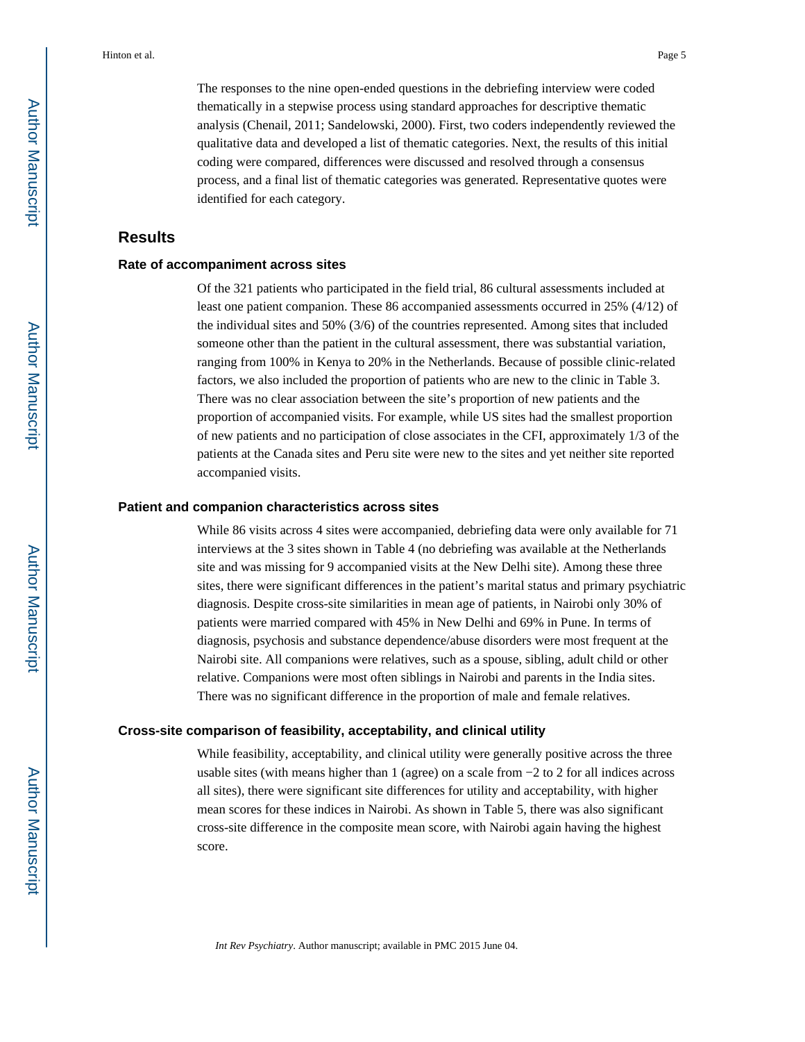The responses to the nine open-ended questions in the debriefing interview were coded thematically in a stepwise process using standard approaches for descriptive thematic analysis (Chenail, 2011; Sandelowski, 2000). First, two coders independently reviewed the qualitative data and developed a list of thematic categories. Next, the results of this initial coding were compared, differences were discussed and resolved through a consensus process, and a final list of thematic categories was generated. Representative quotes were identified for each category.

## Results

### Rate of accompaniment across sites

Of the 321 patients who participated in the field trial, 86 cultural assessments included at least one patient companion. These 86 accompanied assessments occurred in 25% (4/12) of the individual sites and 50% (3/6) of the countries represented. Among sites that included someone other than the patient in the cultural assessment, there was substantial variation, ranging from 100% in Kenya to 20% in the Netherlands. Because of possible clinic-related factors, we also included the proportion of patients who are new to the clinic in Table 3. There was no clear association between the site's proportion of new patients and the proportion of accompanied visits. For example, while US sites had the smallest proportion of new patients and no participation of close associates in the CFI, approximately 1/3 of the patients at the Canada sites and Peru site were new to the sites and yet neither site reported accompanied visits.

### Patient and companion characteristics across sites

While 86 visits across 4 sites were accompanied, debriefing data were only available for 71 interviews at the 3 sites shown in Table 4 (no debriefing was available at the Netherlands site and was missing for 9 accompanied visits at the New Delhi site). Among these three sites, there were significant differences in the patient's marital status and primary psychiatric diagnosis. Despite cross-site similarities in mean age of patients, in Nairobi only 30% of patients were married compared with 45% in New Delhi and 69% in Pune. In terms of diagnosis, psychosis and substance dependence/abuse disorders were most frequent at the Nairobi site. All companions were relatives, such as a spouse, sibling, adult child or other relative. Companions were most often siblings in Nairobi and parents in the India sites. There was no significant difference in the proportion of male and female relatives.

### Cross-site comparison of feasibility, acceptability, and clinical utility

While feasibility, acceptability, and clinical utility were generally positive across the three usable sites (with means higher than 1 (agree) on a scale from −2 to 2 for all indices across all sites), there were significant site differences for utility and acceptability, with higher mean scores for these indices in Nairobi. As shown in Table 5, there was also significant cross-site difference in the composite mean score, with Nairobi again having the highest score.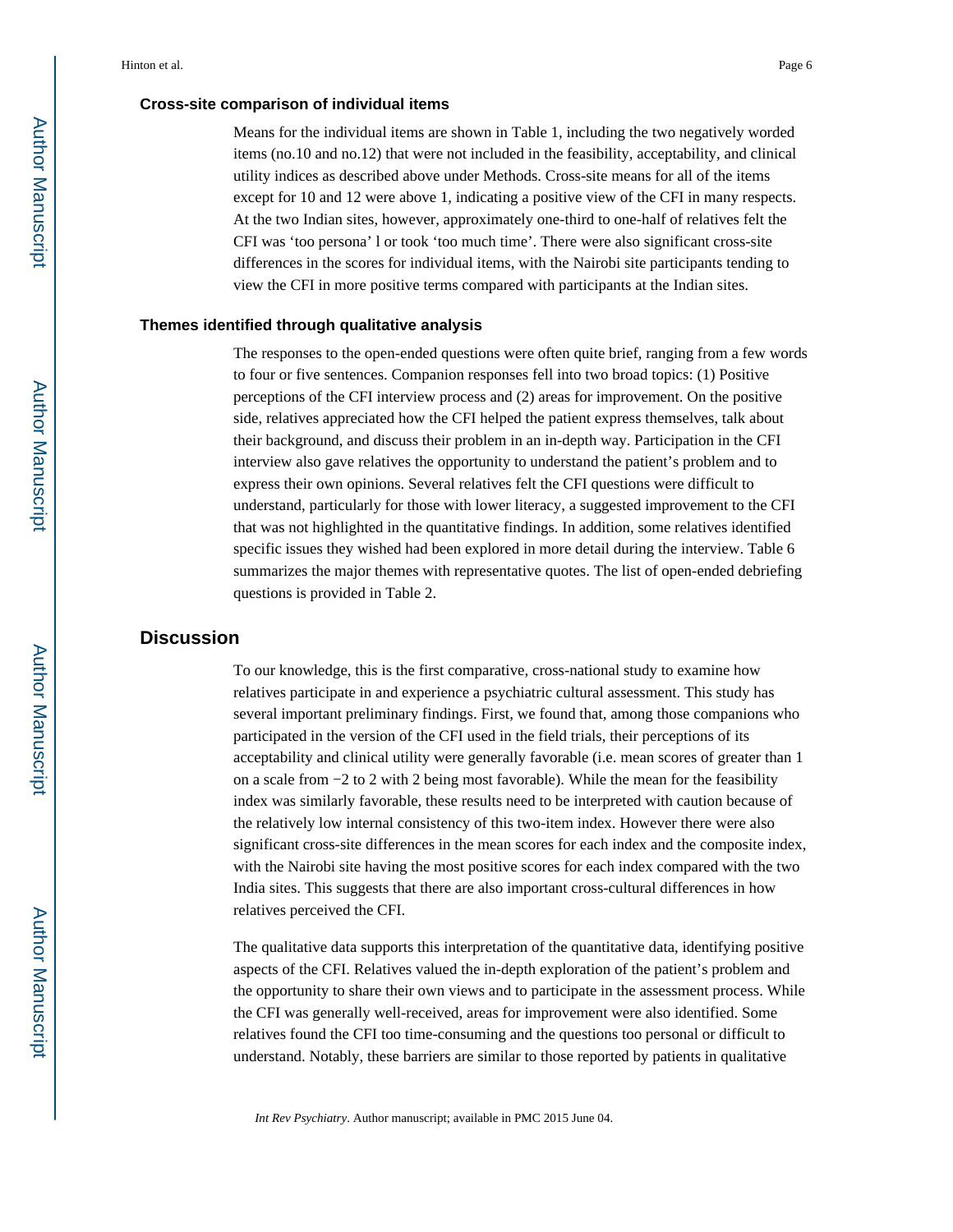### Cross-site comparison of individual items

Means for the individual items are shown in Table 1, including the two negatively worded items (no.10 and no.12) that were not included in the feasibility, acceptability, and clinical utility indices as described above under Methods. Cross-site means for all of the items except for 10 and 12 were above 1, indicating a positive view of the CFI in many respects. At the two Indian sites, however, approximately one-third to one-half of relatives felt the CFI was 'too persona' l or took 'too much time'. There were also significant cross-site differences in the scores for individual items, with the Nairobi site participants tending to view the CFI in more positive terms compared with participants at the Indian sites.

### Themes identified through qualitative analysis

The responses to the open-ended questions were often quite brief, ranging from a few words to four or five sentences. Companion responses fell into two broad topics: (1) Positive perceptions of the CFI interview process and (2) areas for improvement. On the positive side, relatives appreciated how the CFI helped the patient express themselves, talk about their background, and discuss their problem in an in-depth way. Participation in the CFI interview also gave relatives the opportunity to understand the patient's problem and to express their own opinions. Several relatives felt the CFI questions were difficult to understand, particularly for those with lower literacy, a suggested improvement to the CFI that was not highlighted in the quantitative findings. In addition, some relatives identified specific issues they wished had been explored in more detail during the interview. Table 6 summarizes the major themes with representative quotes. The list of open-ended debriefing questions is provided in Table 2.

## Discussion

To our knowledge, this is the first comparative, cross-national study to examine how relatives participate in and experience a psychiatric cultural assessment. This study has several important preliminary findings. First, we found that, among those companions who participated in the version of the CFI used in the field trials, their perceptions of its acceptability and clinical utility were generally favorable (i.e. mean scores of greater than 1 on a scale from −2 to 2 with 2 being most favorable). While the mean for the feasibility index was similarly favorable, these results need to be interpreted with caution because of the relatively low internal consistency of this two-item index. However there were also significant cross-site differences in the mean scores for each index and the composite index, with the Nairobi site having the most positive scores for each index compared with the two India sites. This suggests that there are also important cross-cultural differences in how relatives perceived the CFI.

The qualitative data supports this interpretation of the quantitative data, identifying positive aspects of the CFI. Relatives valued the in-depth exploration of the patient's problem and the opportunity to share their own views and to participate in the assessment process. While the CFI was generally well-received, areas for improvement were also identified. Some relatives found the CFI too time-consuming and the questions too personal or difficult to understand. Notably, these barriers are similar to those reported by patients in qualitative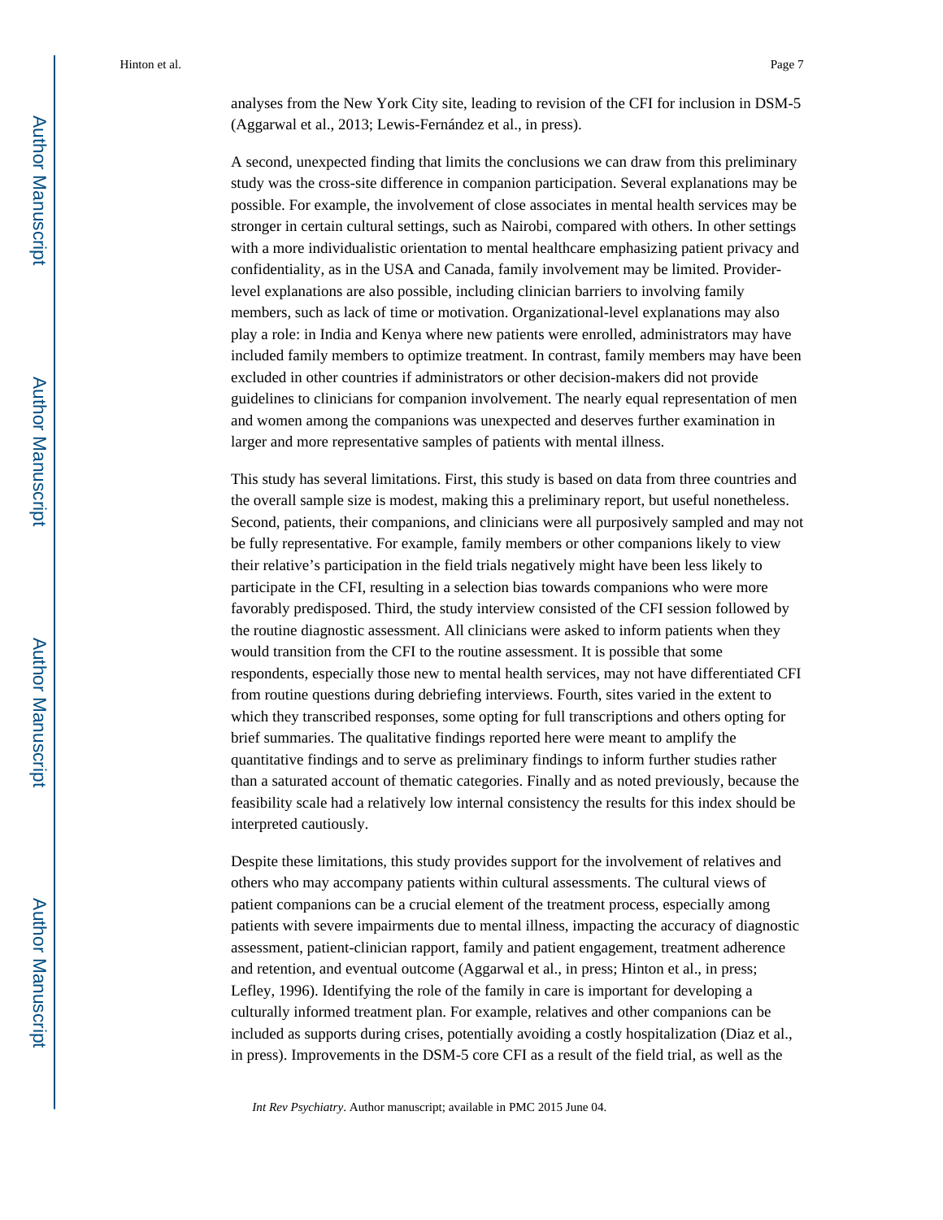analyses from the New York City site, leading to revision of the CFI for inclusion in DSM-5 (Aggarwal et al., 2013; Lewis-Fernández et al., in press).

A second, unexpected finding that limits the conclusions we can draw from this preliminary study was the cross-site difference in companion participation. Several explanations may be possible. For example, the involvement of close associates in mental health services may be stronger in certain cultural settings, such as Nairobi, compared with others. In other settings with a more individualistic orientation to mental healthcare emphasizing patient privacy and confidentiality, as in the USA and Canada, family involvement may be limited. Provider-level explanations are also possible, including clinician barriers to involving family members, such as lack of time or motivation. Organizational-level explanations may also play a role: in India and Kenya where new patients were enrolled, administrators may have included family members to optimize treatment. In contrast, family members may have been excluded in other countries if administrators or other decision-makers did not provide guidelines to clinicians for companion involvement. The nearly equal representation of men and women among the companions was unexpected and deserves further examination in larger and more representative samples of patients with mental illness.

This study has several limitations. First, this study is based on data from three countries and the overall sample size is modest, making this a preliminary report, but useful nonetheless. Second, patients, their companions, and clinicians were all purposively sampled and may not be fully representative. For example, family members or other companions likely to view their relative's participation in the field trials negatively might have been less likely to participate in the CFI, resulting in a selection bias towards companions who were more favorably predisposed. Third, the study interview consisted of the CFI session followed by the routine diagnostic assessment. All clinicians were asked to inform patients when they would transition from the CFI to the routine assessment. It is possible that some respondents, especially those new to mental health services, may not have differentiated CFI from routine questions during debriefing interviews. Fourth, sites varied in the extent to which they transcribed responses, some opting for full transcriptions and others opting for brief summaries. The qualitative findings reported here were meant to amplify the quantitative findings and to serve as preliminary findings to inform further studies rather than a saturated account of thematic categories. Finally and as noted previously, because the feasibility scale had a relatively low internal consistency the results for this index should be interpreted cautiously.

Despite these limitations, this study provides support for the involvement of relatives and others who may accompany patients within cultural assessments. The cultural views of patient companions can be a crucial element of the treatment process, especially among patients with severe impairments due to mental illness, impacting the accuracy of diagnostic assessment, patient-clinician rapport, family and patient engagement, treatment adherence and retention, and eventual outcome (Aggarwal et al., in press; Hinton et al., in press; Lefley, 1996). Identifying the role of the family in care is important for developing a culturally informed treatment plan. For example, relatives and other companions can be included as supports during crises, potentially avoiding a costly hospitalization (Diaz et al., in press). Improvements in the DSM-5 core CFI as a result of the field trial, as well as the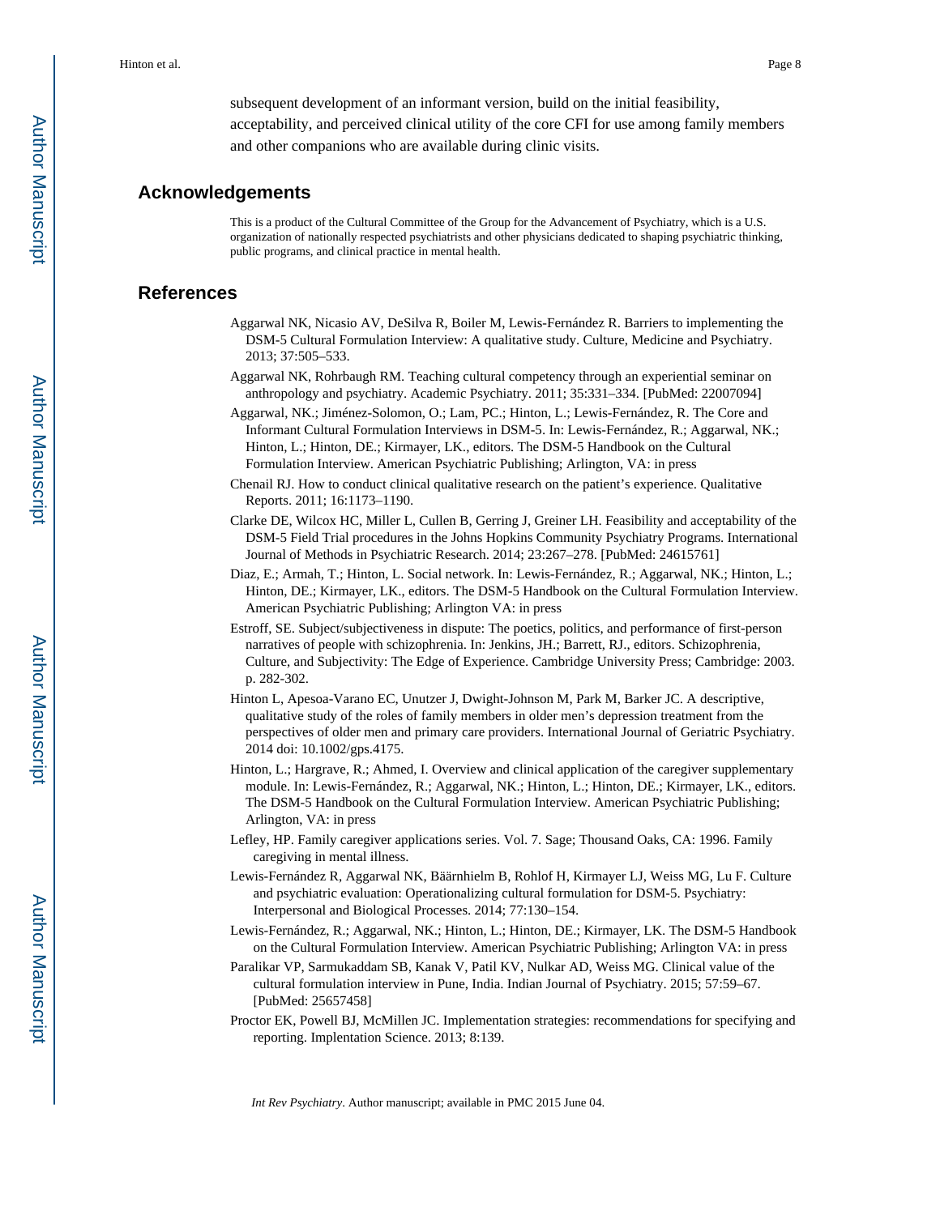subsequent development of an informant version, build on the initial feasibility, acceptability, and perceived clinical utility of the core CFI for use among family members and other companions who are available during clinic visits.

## Acknowledgements

This is a product of the Cultural Committee of the Group for the Advancement of Psychiatry, which is a U.S. organization of nationally respected psychiatrists and other physicians dedicated to shaping psychiatric thinking, public programs, and clinical practice in mental health.

## References

Aggarwal NK, Nicasio AV, DeSilva R, Boiler M, Lewis-Fernández R. Barriers to implementing the DSM-5 Cultural Formulation Interview: A qualitative study. Culture, Medicine and Psychiatry. 2013; 37:505–533.

Aggarwal NK, Rohrbaugh RM. Teaching cultural competency through an experiential seminar on anthropology and psychiatry. Academic Psychiatry. 2011; 35:331–334. [PubMed: 22007094]

Aggarwal, NK.; Jiménez-Solomon, O.; Lam, PC.; Hinton, L.; Lewis-Fernández, R. The Core and Informant Cultural Formulation Interviews in DSM-5. In: Lewis-Fernández, R.; Aggarwal, NK.; Hinton, L.; Hinton, DE.; Kirmayer, LK., editors. The DSM-5 Handbook on the Cultural Formulation Interview. American Psychiatric Publishing; Arlington, VA: in press

Chenail RJ. How to conduct clinical qualitative research on the patient's experience. Qualitative Reports. 2011; 16:1173–1190.

Clarke DE, Wilcox HC, Miller L, Cullen B, Gerring J, Greiner LH. Feasibility and acceptability of the DSM-5 Field Trial procedures in the Johns Hopkins Community Psychiatry Programs. International Journal of Methods in Psychiatric Research. 2014; 23:267–278. [PubMed: 24615761]

Diaz, E.; Armah, T.; Hinton, L. Social network. In: Lewis-Fernández, R.; Aggarwal, NK.; Hinton, L.; Hinton, DE.; Kirmayer, LK., editors. The DSM-5 Handbook on the Cultural Formulation Interview. American Psychiatric Publishing; Arlington VA: in press

Estroff, SE. Subject/subjectiveness in dispute: The poetics, politics, and performance of first-person narratives of people with schizophrenia. In: Jenkins, JH.; Barrett, RJ., editors. Schizophrenia, Culture, and Subjectivity: The Edge of Experience. Cambridge University Press; Cambridge: 2003. p. 282-302.

Hinton L, Apesoa-Varano EC, Unutzer J, Dwight-Johnson M, Park M, Barker JC. A descriptive, qualitative study of the roles of family members in older men's depression treatment from the perspectives of older men and primary care providers. International Journal of Geriatric Psychiatry. 2014 doi: 10.1002/gps.4175.

Hinton, L.; Hargrave, R.; Ahmed, I. Overview and clinical application of the caregiver supplementary module. In: Lewis-Fernández, R.; Aggarwal, NK.; Hinton, L.; Hinton, DE.; Kirmayer, LK., editors. The DSM-5 Handbook on the Cultural Formulation Interview. American Psychiatric Publishing; Arlington, VA: in press

Lefley, HP. Family caregiver applications series. Vol. 7. Sage; Thousand Oaks, CA: 1996. Family caregiving in mental illness.

Lewis-Fernández R, Aggarwal NK, Bäärnhielm B, Rohlof H, Kirmayer LJ, Weiss MG, Lu F. Culture and psychiatric evaluation: Operationalizing cultural formulation for DSM-5. Psychiatry: Interpersonal and Biological Processes. 2014; 77:130–154.

Lewis-Fernández, R.; Aggarwal, NK.; Hinton, L.; Hinton, DE.; Kirmayer, LK. The DSM-5 Handbook on the Cultural Formulation Interview. American Psychiatric Publishing; Arlington VA: in press

Paralikar VP, Sarmukaddam SB, Kanak V, Patil KV, Nulkar AD, Weiss MG. Clinical value of the cultural formulation interview in Pune, India. Indian Journal of Psychiatry. 2015; 57:59–67. [PubMed: 25657458]

Proctor EK, Powell BJ, McMillen JC. Implementation strategies: recommendations for specifying and reporting. Implentation Science. 2013; 8:139.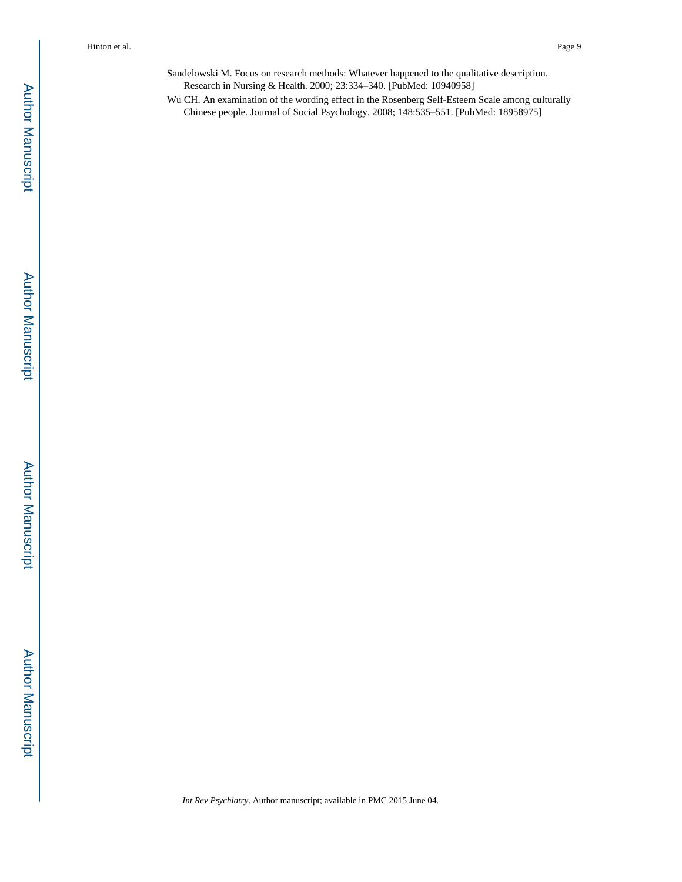Sandelowski M. Focus on research methods: Whatever happened to the qualitative description. Research in Nursing & Health. 2000; 23:334–340. [PubMed: 10940958]

Wu CH. An examination of the wording effect in the Rosenberg Self-Esteem Scale among culturally Chinese people. Journal of Social Psychology. 2008; 148:535–551. [PubMed: 18958975]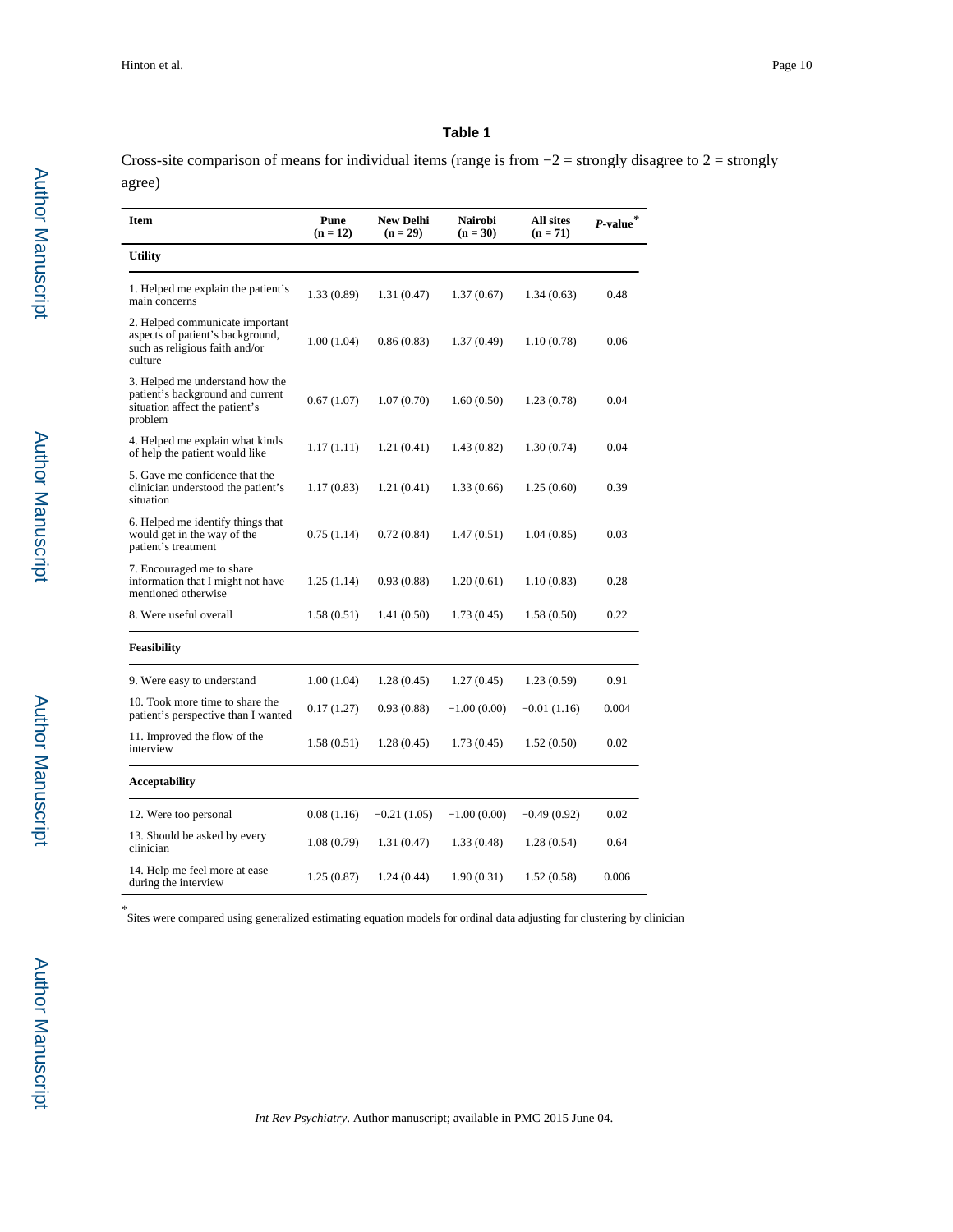**Table 1**

Cross-site comparison of means for individual items (range is from −2 = strongly disagree to 2 = strongly agree)

| Item | Pune (n = 12) | New Delhi (n = 29) | Nairobi (n = 30) | All sites (n = 71) | *P*-value* |
|---|---|---|---|---|---|
| **Utility** | | | | | |
| 1. Helped me explain the patient's main concerns | 1.33 (0.89) | 1.31 (0.47) | 1.37 (0.67) | 1.34 (0.63) | 0.48 |
| 2. Helped communicate important aspects of patient's background, such as religious faith and/or culture | 1.00 (1.04) | 0.86 (0.83) | 1.37 (0.49) | 1.10 (0.78) | 0.06 |
| 3. Helped me understand how the patient's background and current situation affect the patient's problem | 0.67 (1.07) | 1.07 (0.70) | 1.60 (0.50) | 1.23 (0.78) | 0.04 |
| 4. Helped me explain what kinds of help the patient would like | 1.17 (1.11) | 1.21 (0.41) | 1.43 (0.82) | 1.30 (0.74) | 0.04 |
| 5. Gave me confidence that the clinician understood the patient's situation | 1.17 (0.83) | 1.21 (0.41) | 1.33 (0.66) | 1.25 (0.60) | 0.39 |
| 6. Helped me identify things that would get in the way of the patient's treatment | 0.75 (1.14) | 0.72 (0.84) | 1.47 (0.51) | 1.04 (0.85) | 0.03 |
| 7. Encouraged me to share information that I might not have mentioned otherwise | 1.25 (1.14) | 0.93 (0.88) | 1.20 (0.61) | 1.10 (0.83) | 0.28 |
| 8. Were useful overall | 1.58 (0.51) | 1.41 (0.50) | 1.73 (0.45) | 1.58 (0.50) | 0.22 |
| **Feasibility** | | | | | |
| 9. Were easy to understand | 1.00 (1.04) | 1.28 (0.45) | 1.27 (0.45) | 1.23 (0.59) | 0.91 |
| 10. Took more time to share the patient's perspective than I wanted | 0.17 (1.27) | 0.93 (0.88) | −1.00 (0.00) | −0.01 (1.16) | 0.004 |
| 11. Improved the flow of the interview | 1.58 (0.51) | 1.28 (0.45) | 1.73 (0.45) | 1.52 (0.50) | 0.02 |
| **Acceptability** | | | | | |
| 12. Were too personal | 0.08 (1.16) | −0.21 (1.05) | −1.00 (0.00) | −0.49 (0.92) | 0.02 |
| 13. Should be asked by every clinician | 1.08 (0.79) | 1.31 (0.47) | 1.33 (0.48) | 1.28 (0.54) | 0.64 |
| 14. Help me feel more at ease during the interview | 1.25 (0.87) | 1.24 (0.44) | 1.90 (0.31) | 1.52 (0.58) | 0.006 |

*Sites were compared using generalized estimating equation models for ordinal data adjusting for clustering by clinician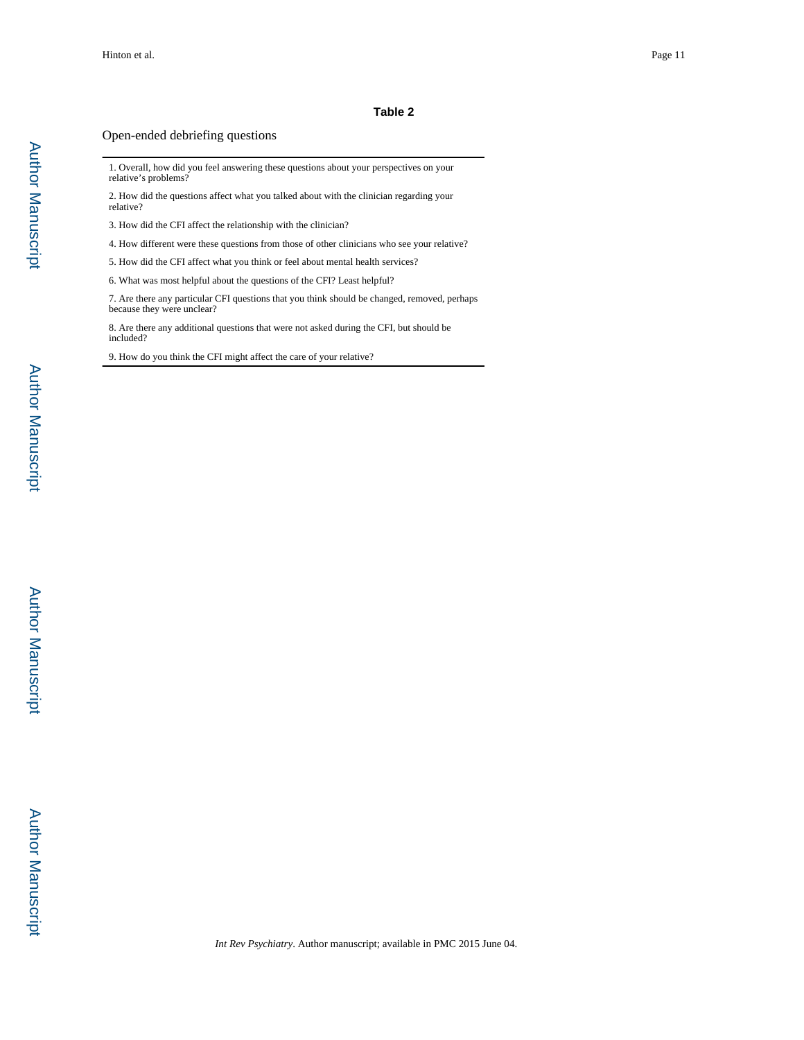**Table 2**

Open-ended debriefing questions

| |
|---|
| 1. Overall, how did you feel answering these questions about your perspectives on your relative's problems? |
| 2. How did the questions affect what you talked about with the clinician regarding your relative? |
| 3. How did the CFI affect the relationship with the clinician? |
| 4. How different were these questions from those of other clinicians who see your relative? |
| 5. How did the CFI affect what you think or feel about mental health services? |
| 6. What was most helpful about the questions of the CFI? Least helpful? |
| 7. Are there any particular CFI questions that you think should be changed, removed, perhaps because they were unclear? |
| 8. Are there any additional questions that were not asked during the CFI, but should be included? |
| 9. How do you think the CFI might affect the care of your relative? |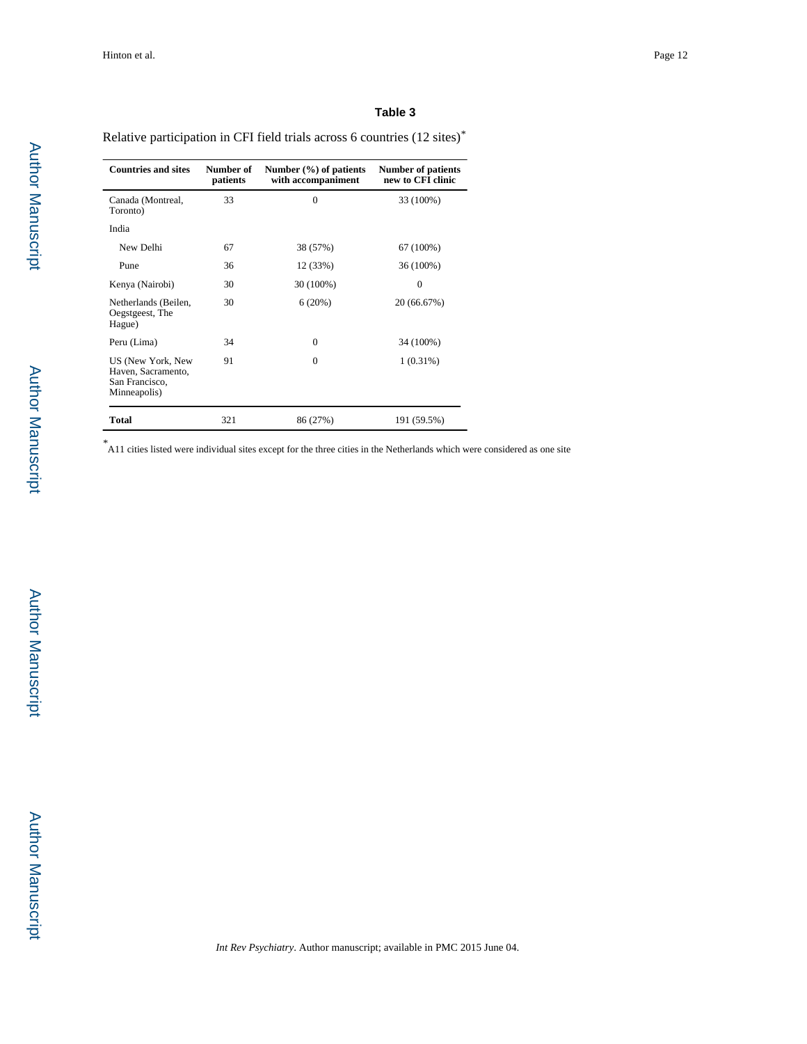### Table 3

Relative participation in CFI field trials across 6 countries (12 sites)*

| Countries and sites | Number of patients | Number (%) of patients with accompaniment | Number of patients new to CFI clinic |
|---|---|---|---|
| Canada (Montreal, Toronto) | 33 | 0 | 33 (100%) |
| India | | | |
| New Delhi | 67 | 38 (57%) | 67 (100%) |
| Pune | 36 | 12 (33%) | 36 (100%) |
| Kenya (Nairobi) | 30 | 30 (100%) | 0 |
| Netherlands (Beilen, Oegstgeest, The Hague) | 30 | 6 (20%) | 20 (66.67%) |
| Peru (Lima) | 34 | 0 | 34 (100%) |
| US (New York, New Haven, Sacramento, San Francisco, Minneapolis) | 91 | 0 | 1 (0.31%) |
| **Total** | 321 | 86 (27%) | 191 (59.5%) |

*A11 cities listed were individual sites except for the three cities in the Netherlands which were considered as one site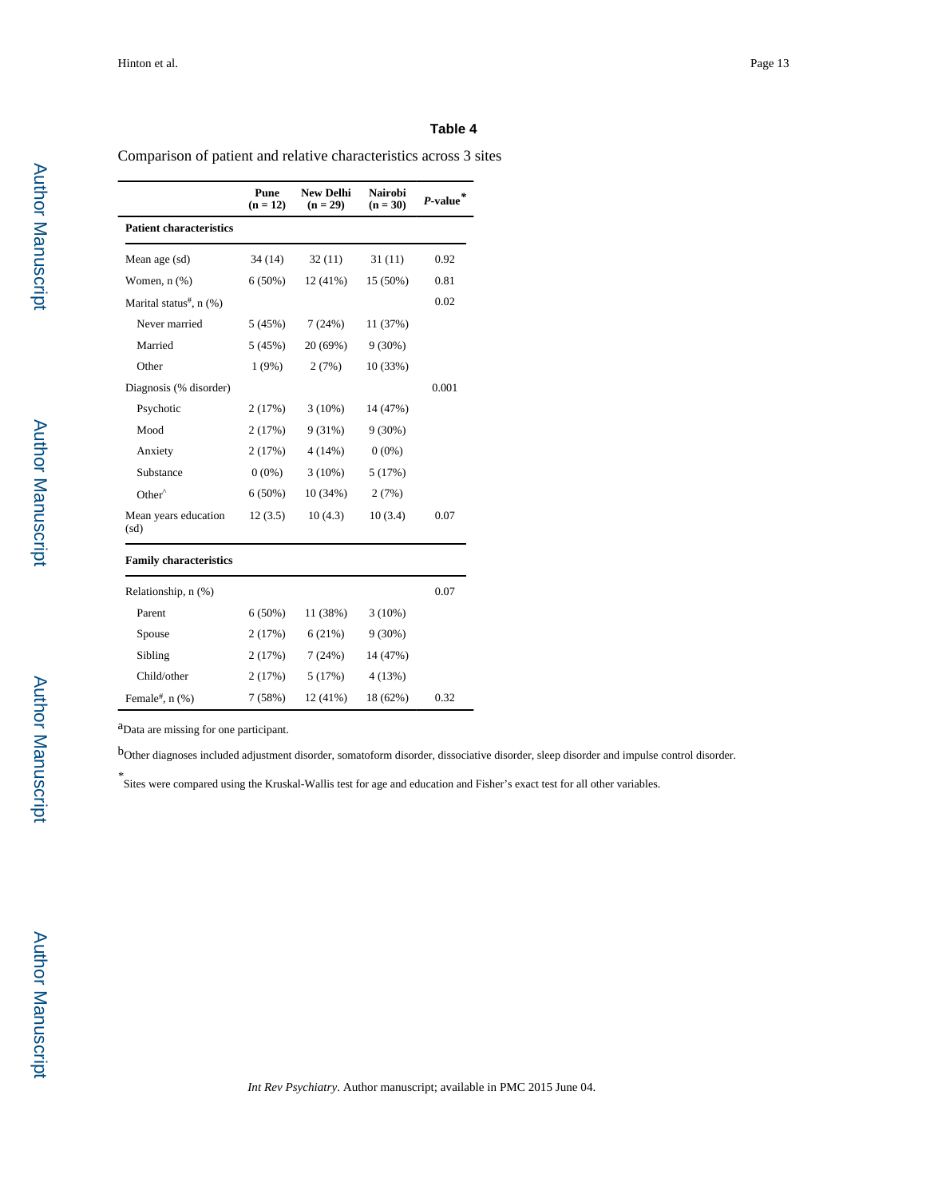**Table 4**

Comparison of patient and relative characteristics across 3 sites

| | Pune (n = 12) | New Delhi (n = 29) | Nairobi (n = 30) | *P*-value* |
|---|---|---|---|---|
| **Patient characteristics** | | | | |
| Mean age (sd) | 34 (14) | 32 (11) | 31 (11) | 0.92 |
| Women, n (%) | 6 (50%) | 12 (41%) | 15 (50%) | 0.81 |
| Marital status#, n (%) | | | | 0.02 |
| Never married | 5 (45%) | 7 (24%) | 11 (37%) | |
| Married | 5 (45%) | 20 (69%) | 9 (30%) | |
| Other | 1 (9%) | 2 (7%) | 10 (33%) | |
| Diagnosis (% disorder) | | | | 0.001 |
| Psychotic | 2 (17%) | 3 (10%) | 14 (47%) | |
| Mood | 2 (17%) | 9 (31%) | 9 (30%) | |
| Anxiety | 2 (17%) | 4 (14%) | 0 (0%) | |
| Substance | 0 (0%) | 3 (10%) | 5 (17%) | |
| Other^ | 6 (50%) | 10 (34%) | 2 (7%) | |
| Mean years education (sd) | 12 (3.5) | 10 (4.3) | 10 (3.4) | 0.07 |
| **Family characteristics** | | | | |
| Relationship, n (%) | | | | 0.07 |
| Parent | 6 (50%) | 11 (38%) | 3 (10%) | |
| Spouse | 2 (17%) | 6 (21%) | 9 (30%) | |
| Sibling | 2 (17%) | 7 (24%) | 14 (47%) | |
| Child/other | 2 (17%) | 5 (17%) | 4 (13%) | |
| Female#, n (%) | 7 (58%) | 12 (41%) | 18 (62%) | 0.32 |

[a]Data are missing for one participant.

[b]Other diagnoses included adjustment disorder, somatoform disorder, dissociative disorder, sleep disorder and impulse control disorder.

*Sites were compared using the Kruskal-Wallis test for age and education and Fisher's exact test for all other variables.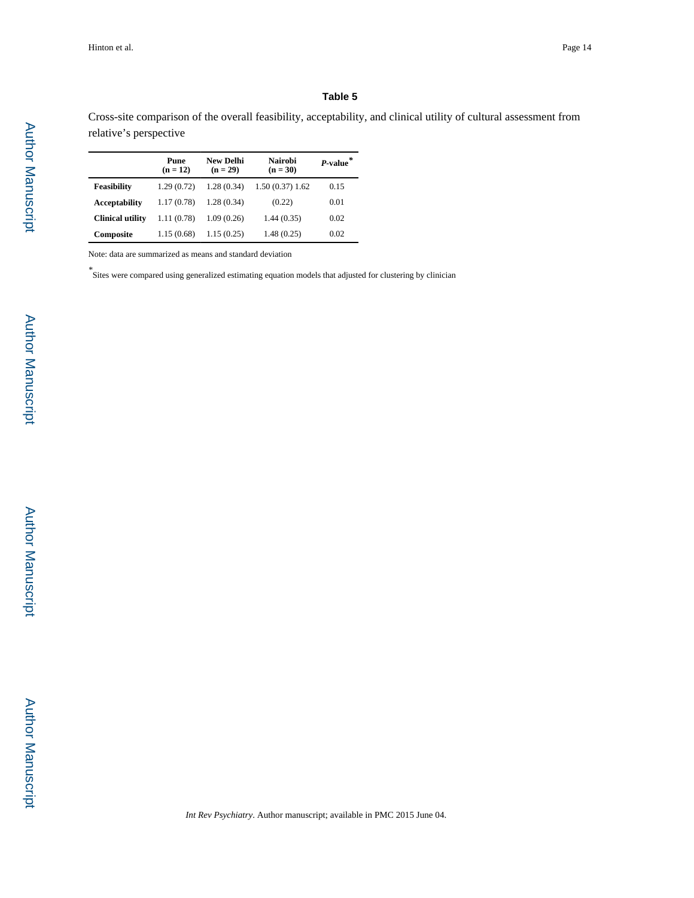### Table 5

Cross-site comparison of the overall feasibility, acceptability, and clinical utility of cultural assessment from relative's perspective

| | Pune (n = 12) | New Delhi (n = 29) | Nairobi (n = 30) | *P*-value* |
|---|---|---|---|---|
| **Feasibility** | 1.29 (0.72) | 1.28 (0.34) | 1.50 (0.37) 1.62 | 0.15 |
| **Acceptability** | 1.17 (0.78) | 1.28 (0.34) | (0.22) | 0.01 |
| **Clinical utility** | 1.11 (0.78) | 1.09 (0.26) | 1.44 (0.35) | 0.02 |
| **Composite** | 1.15 (0.68) | 1.15 (0.25) | 1.48 (0.25) | 0.02 |

Note: data are summarized as means and standard deviation

*Sites were compared using generalized estimating equation models that adjusted for clustering by clinician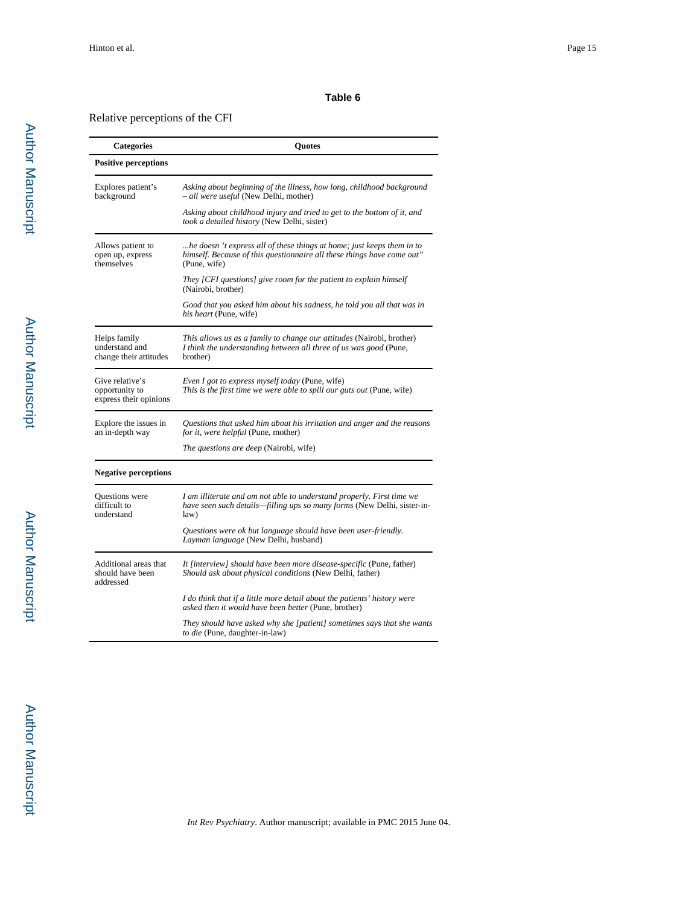**Table 6**

Relative perceptions of the CFI

| Categories | Quotes |
| --- | --- |
| **Positive perceptions** | |
| Explores patient's background | *Asking about beginning of the illness, how long, childhood background – all were useful* (New Delhi, mother) |
| | *Asking about childhood injury and tried to get to the bottom of it, and took a detailed history* (New Delhi, sister) |
| Allows patient to open up, express themselves | *...he doesn 't express all of these things at home; just keeps them in to himself. Because of this questionnaire all these things have come out"* (Pune, wife) |
| | *They [CFI questions] give room for the patient to explain himself* (Nairobi, brother) |
| | *Good that you asked him about his sadness, he told you all that was in his heart* (Pune, wife) |
| Helps family understand and change their attitudes | *This allows us as a family to change our attitudes* (Nairobi, brother) *I think the understanding between all three of us was good* (Pune, brother) |
| Give relative's opportunity to express their opinions | *Even I got to express myself today* (Pune, wife) *This is the first time we were able to spill our guts out* (Pune, wife) |
| Explore the issues in an in-depth way | *Questions that asked him about his irritation and anger and the reasons for it, were helpful* (Pune, mother) |
| | *The questions are deep* (Nairobi, wife) |
| **Negative perceptions** | |
| Questions were difficult to understand | *I am illiterate and am not able to understand properly. First time we have seen such details—filling ups so many forms* (New Delhi, sister-in-law) |
| | *Questions were ok but language should have been user-friendly. Layman language* (New Delhi, husband) |
| Additional areas that should have been addressed | *It [interview] should have been more disease-specific* (Pune, father) *Should ask about physical conditions* (New Delhi, father) |
| | *I do think that if a little more detail about the patients' history were asked then it would have been better* (Pune, brother) |
| | *They should have asked why she [patient] sometimes says that she wants to die* (Pune, daughter-in-law) |